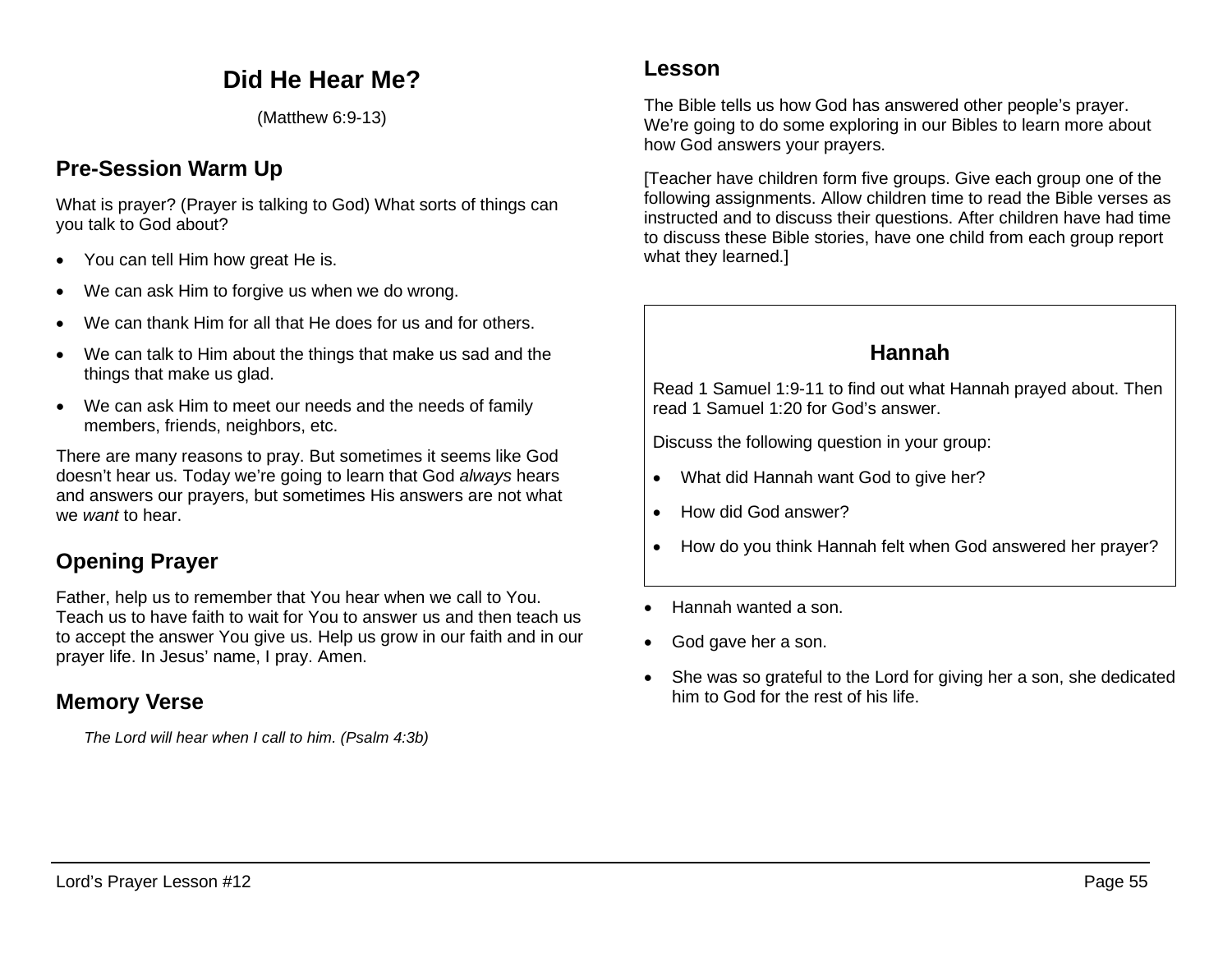# Did He Hear Me?

(Matthew 6:9-13)

## Pre-Session Warm Up

What is prayer? (Prayer is talking to God) What sorts of things can you talk to God about?

- You can tell Him how great He is.
- We can ask Him to forgive us when we do wrong.
- We can thank Him for all that He does for us and for others.
- We can talk to Him about the things that make us sad and the things that make us glad.
- We can ask Him to meet our needs and the needs of family members, friends, neighbors, etc.

There are many reasons to pray. But sometimes it seems like God doesn't hear us. Today we're going to learn that God *always* hears and answers our prayers, but sometimes His answers are not what we *want* to hear.

## Opening Prayer

Father, help us to remember that You hear when we call to You. Teach us to have faith to wait for You to answer us and then teach us to accept the answer You give us. Help us grow in our faith and in our prayer life. In Jesus' name, I pray. Amen.

## Memory Verse

*The Lord will hear when I call to him. (Psalm 4:3b)*

## Lesson

The Bible tells us how God has answered other people's prayer. We're going to do some exploring in our Bibles to learn more about how God answers your prayers.

[Teacher have children form five groups. Give each group one of the following assignments. Allow children time to read the Bible verses as instructed and to discuss their questions. After children have had time to discuss these Bible stories, have one child from each group report what they learned.]

### Hannah

Read 1 Samuel 1:9-11 to find out what Hannah prayed about. Then read 1 Samuel 1:20 for God's answer.

Discuss the following question in your group:

- What did Hannah want God to give her?
- How did God answer?
- How do you think Hannah felt when God answered her prayer?

---

- Hannah wanted a son.
- God gave her a son.
- She was so grateful to the Lord for giving her a son, she dedicated him to God for the rest of his life.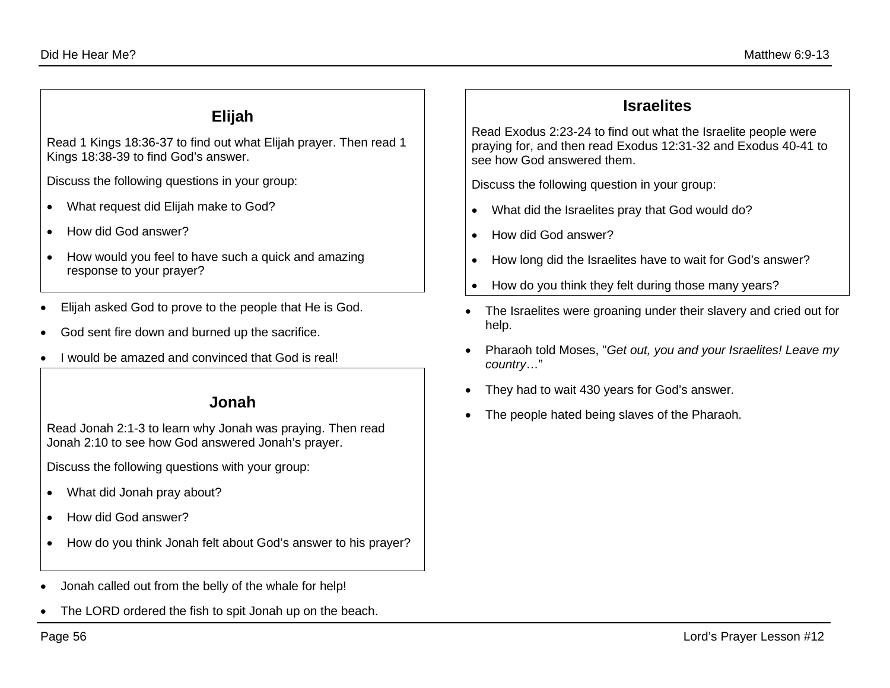## Elijah

Read 1 Kings 18:36-37 to find out what Elijah prayer. Then read 1 Kings 18:38-39 to find God's answer.

Discuss the following questions in your group:

- What request did Elijah make to God?
- How did God answer?
- How would you feel to have such a quick and amazing response to your prayer?

- Elijah asked God to prove to the people that He is God.
- God sent fire down and burned up the sacrifice.
- I would be amazed and convinced that God is real!

## Jonah

Read Jonah 2:1-3 to learn why Jonah was praying. Then read Jonah 2:10 to see how God answered Jonah's prayer.

Discuss the following questions with your group:

- What did Jonah pray about?
- How did God answer?
- How do you think Jonah felt about God's answer to his prayer?

- Jonah called out from the belly of the whale for help!
- The LORD ordered the fish to spit Jonah up on the beach.

## Israelites

Read Exodus 2:23-24 to find out what the Israelite people were praying for, and then read Exodus 12:31-32 and Exodus 40-41 to see how God answered them.

Discuss the following question in your group:

- What did the Israelites pray that God would do?
- How did God answer?
- How long did the Israelites have to wait for God's answer?
- How do you think they felt during those many years?

- The Israelites were groaning under their slavery and cried out for help.
- Pharaoh told Moses, "*Get out, you and your Israelites! Leave my country*…"
- They had to wait 430 years for God's answer.
- The people hated being slaves of the Pharaoh.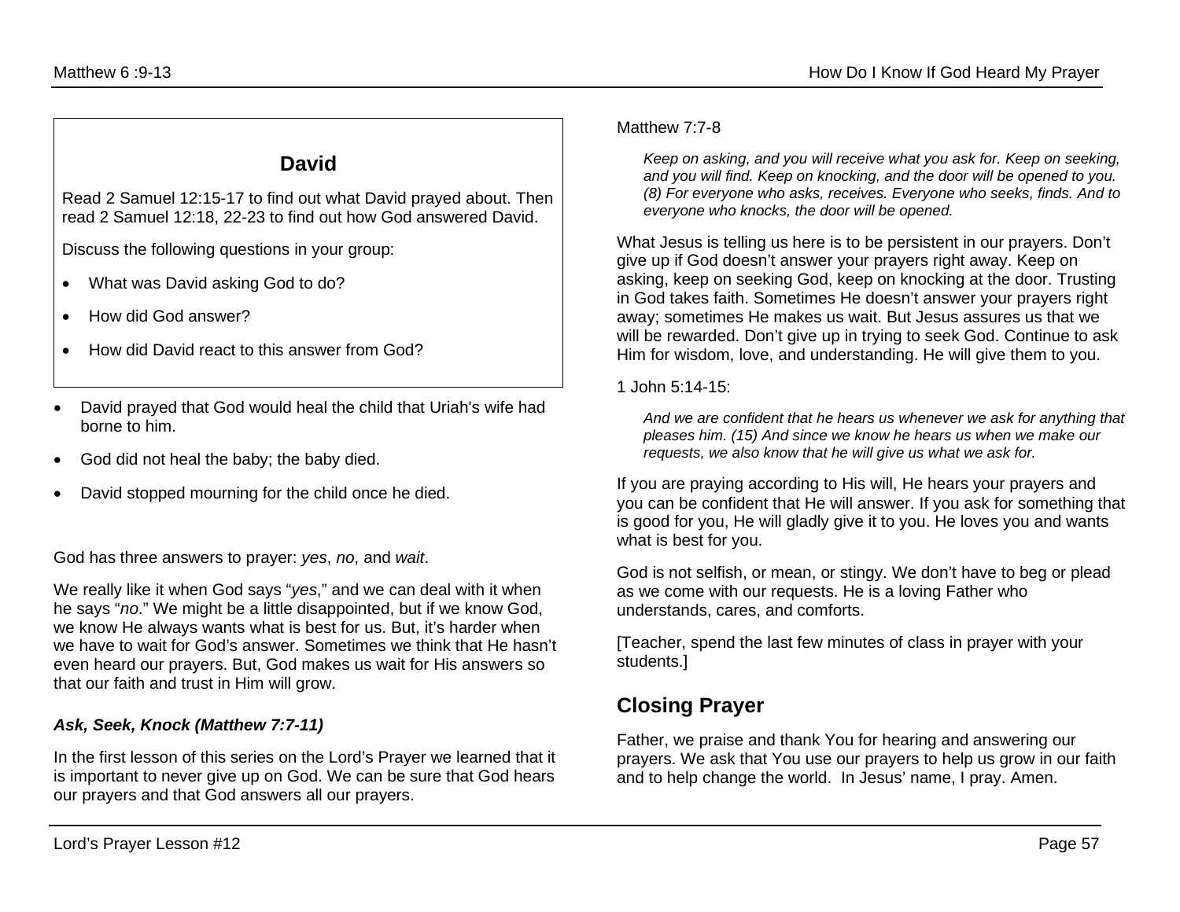## David

Read 2 Samuel 12:15-17 to find out what David prayed about. Then read 2 Samuel 12:18, 22-23 to find out how God answered David.

Discuss the following questions in your group:

- What was David asking God to do?
- How did God answer?
- How did David react to this answer from God?

- David prayed that God would heal the child that Uriah's wife had borne to him.
- God did not heal the baby; the baby died.
- David stopped mourning for the child once he died.

God has three answers to prayer: *yes*, *no*, and *wait*.

We really like it when God says "*yes*," and we can deal with it when he says "*no*." We might be a little disappointed, but if we know God, we know He always wants what is best for us. But, it's harder when we have to wait for God's answer. Sometimes we think that He hasn't even heard our prayers. But, God makes us wait for His answers so that our faith and trust in Him will grow.

### *Ask, Seek, Knock (Matthew 7:7-11)*

In the first lesson of this series on the Lord's Prayer we learned that it is important to never give up on God. We can be sure that God hears our prayers and that God answers all our prayers.

Matthew 7:7-8

> *Keep on asking, and you will receive what you ask for. Keep on seeking, and you will find. Keep on knocking, and the door will be opened to you. (8) For everyone who asks, receives. Everyone who seeks, finds. And to everyone who knocks, the door will be opened.*

What Jesus is telling us here is to be persistent in our prayers. Don't give up if God doesn't answer your prayers right away. Keep on asking, keep on seeking God, keep on knocking at the door. Trusting in God takes faith. Sometimes He doesn't answer your prayers right away; sometimes He makes us wait. But Jesus assures us that we will be rewarded. Don't give up in trying to seek God. Continue to ask Him for wisdom, love, and understanding. He will give them to you.

1 John 5:14-15:

> *And we are confident that he hears us whenever we ask for anything that pleases him. (15) And since we know he hears us when we make our requests, we also know that he will give us what we ask for.*

If you are praying according to His will, He hears your prayers and you can be confident that He will answer. If you ask for something that is good for you, He will gladly give it to you. He loves you and wants what is best for you.

God is not selfish, or mean, or stingy. We don't have to beg or plead as we come with our requests. He is a loving Father who understands, cares, and comforts.

[Teacher, spend the last few minutes of class in prayer with your students.]

## Closing Prayer

Father, we praise and thank You for hearing and answering our prayers. We ask that You use our prayers to help us grow in our faith and to help change the world. In Jesus' name, I pray. Amen.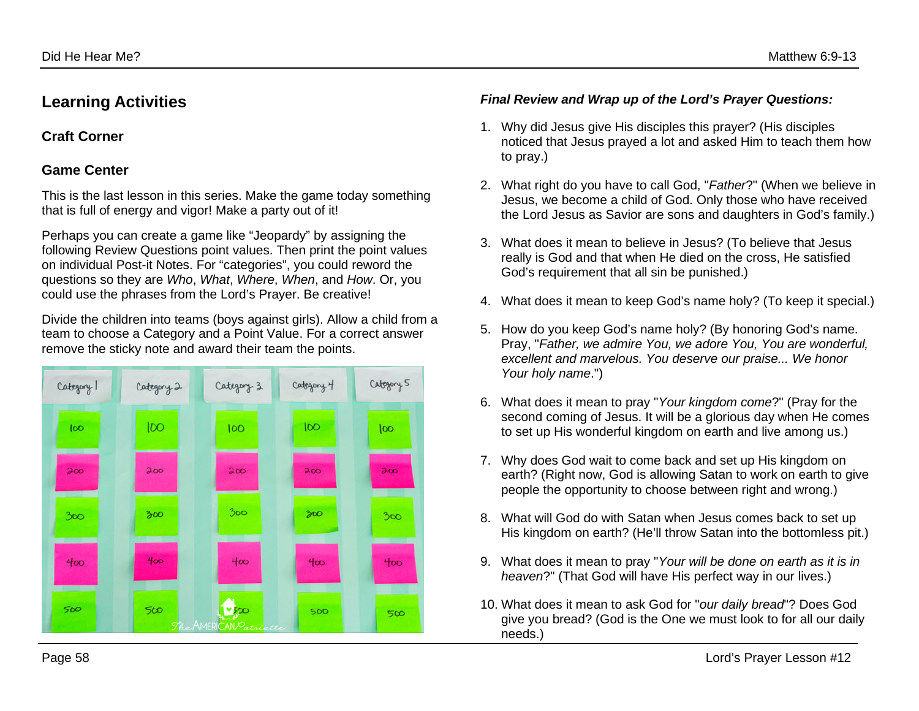## Learning Activities

### Craft Corner

### Game Center

This is the last lesson in this series. Make the game today something that is full of energy and vigor! Make a party out of it!

Perhaps you can create a game like “Jeopardy” by assigning the following Review Questions point values. Then print the point values on individual Post-it Notes. For “categories”, you could reword the questions so they are *Who*, *What*, *Where*, *When*, and *How*. Or, you could use the phrases from the Lord’s Prayer. Be creative!

Divide the children into teams (boys against girls). Allow a child from a team to choose a Category and a Point Value. For a correct answer remove the sticky note and award their team the points.

***Final Review and Wrap up of the Lord’s Prayer Questions:***

1. Why did Jesus give His disciples this prayer? (His disciples noticed that Jesus prayed a lot and asked Him to teach them how to pray.)
2. What right do you have to call God, "*Father*?" (When we believe in Jesus, we become a child of God. Only those who have received the Lord Jesus as Savior are sons and daughters in God’s family.)
3. What does it mean to believe in Jesus? (To believe that Jesus really is God and that when He died on the cross, He satisfied God’s requirement that all sin be punished.)
4. What does it mean to keep God’s name holy? (To keep it special.)
5. How do you keep God’s name holy? (By honoring God’s name. Pray, "*Father, we admire You, we adore You, You are wonderful, excellent and marvelous. You deserve our praise... We honor Your holy name*.")
6. What does it mean to pray "*Your kingdom come*?" (Pray for the second coming of Jesus. It will be a glorious day when He comes to set up His wonderful kingdom on earth and live among us.)
7. Why does God wait to come back and set up His kingdom on earth? (Right now, God is allowing Satan to work on earth to give people the opportunity to choose between right and wrong.)
8. What will God do with Satan when Jesus comes back to set up His kingdom on earth? (He’ll throw Satan into the bottomless pit.)
9. What does it mean to pray "*Your will be done on earth as it is in heaven*?" (That God will have His perfect way in our lives.)
10. What does it mean to ask God for "*our daily bread*"? Does God give you bread? (God is the One we must look to for all our daily needs.)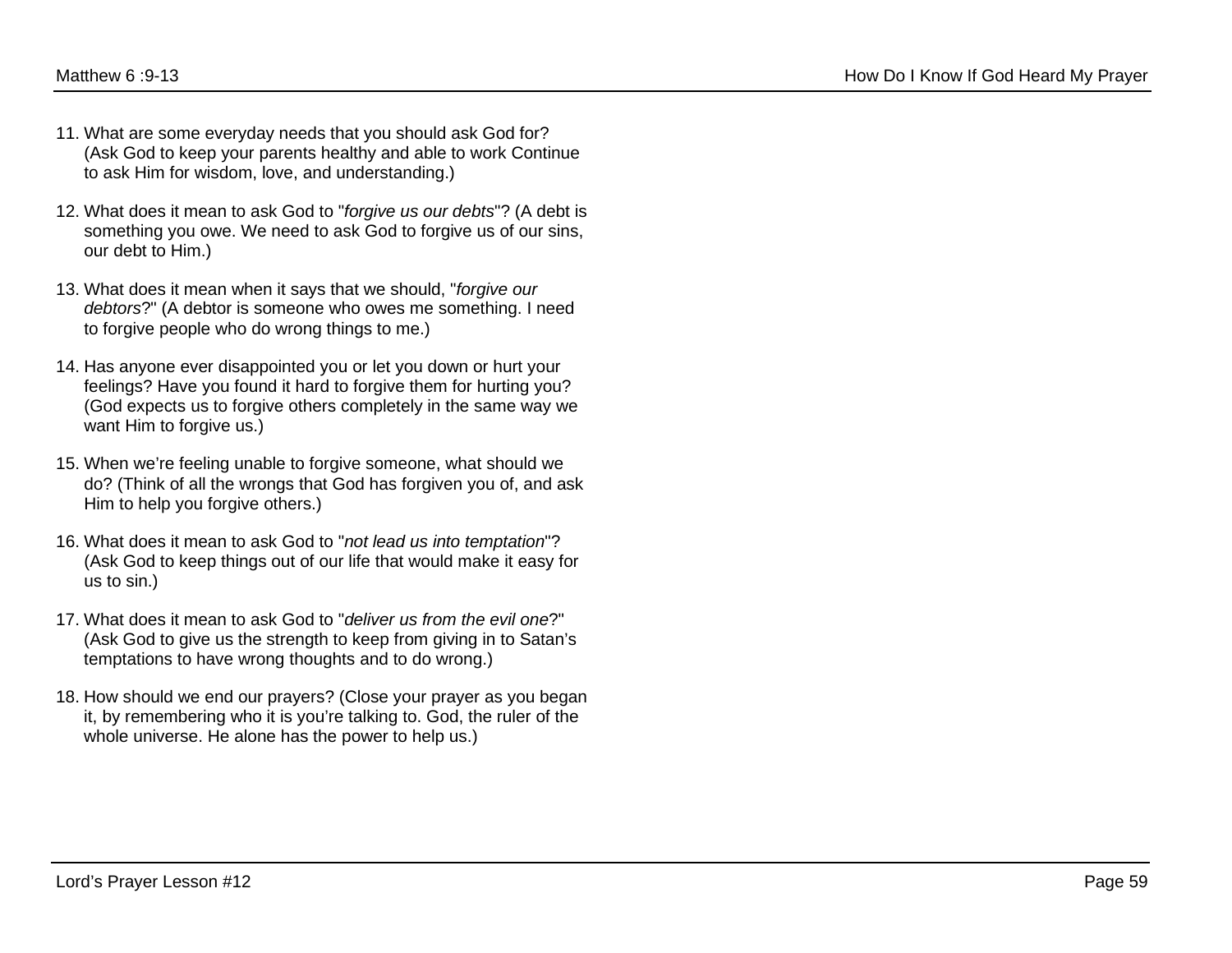11. What are some everyday needs that you should ask God for? (Ask God to keep your parents healthy and able to work Continue to ask Him for wisdom, love, and understanding.)

12. What does it mean to ask God to "*forgive us our debts*"? (A debt is something you owe. We need to ask God to forgive us of our sins, our debt to Him.)

13. What does it mean when it says that we should, "*forgive our debtors*?" (A debtor is someone who owes me something. I need to forgive people who do wrong things to me.)

14. Has anyone ever disappointed you or let you down or hurt your feelings? Have you found it hard to forgive them for hurting you? (God expects us to forgive others completely in the same way we want Him to forgive us.)

15. When we're feeling unable to forgive someone, what should we do? (Think of all the wrongs that God has forgiven you of, and ask Him to help you forgive others.)

16. What does it mean to ask God to "*not lead us into temptation*"? (Ask God to keep things out of our life that would make it easy for us to sin.)

17. What does it mean to ask God to "*deliver us from the evil one*?" (Ask God to give us the strength to keep from giving in to Satan's temptations to have wrong thoughts and to do wrong.)

18. How should we end our prayers? (Close your prayer as you began it, by remembering who it is you're talking to. God, the ruler of the whole universe. He alone has the power to help us.)